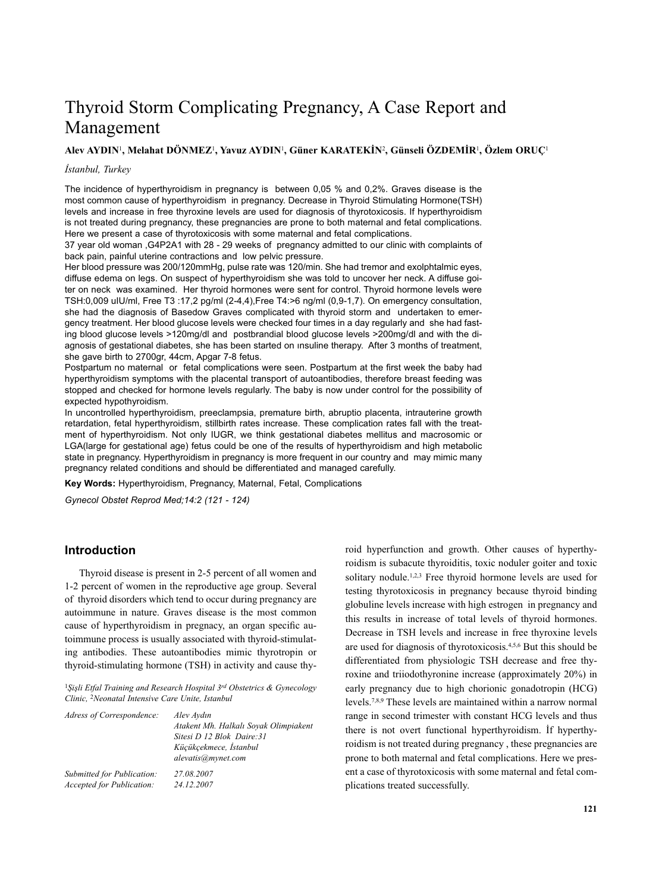# Thyroid Storm Complicating Pregnancy, A Case Report and Management

**Alev AYDIN[1], Melahat DÖNMEZ[1], Yavuz AYDIN[1], Güner KARATEKİN[2], Günseli ÖZDEMİR[1], Özlem ORUÇ[1]**

*İstanbul, Turkey*

The incidence of hyperthyroidism in pregnancy is between 0,05 % and 0,2%. Graves disease is the most common cause of hyperthyroidism in pregnancy. Decrease in Thyroid Stimulating Hormone(TSH) levels and increase in free thyroxine levels are used for diagnosis of thyrotoxicosis. If hyperthyroidism is not treated during pregnancy, these pregnancies are prone to both maternal and fetal complications. Here we present a case of thyrotoxicosis with some maternal and fetal complications.

37 year old woman ,G4P2A1 with 28 - 29 weeks of pregnancy admitted to our clinic with complaints of back pain, painful uterine contractions and low pelvic pressure.

Her blood pressure was 200/120mmHg, pulse rate was 120/min. She had tremor and exolphtalmic eyes, diffuse edema on legs. On suspect of hyperthyroidism she was told to uncover her neck. A diffuse goiter on neck was examined. Her thyroid hormones were sent for control. Thyroid hormone levels were TSH:0,009 uIU/ml, Free T3 :17,2 pg/ml (2-4,4),Free T4:>6 ng/ml (0,9-1,7). On emergency consultation, she had the diagnosis of Basedow Graves complicated with thyroid storm and undertaken to emergency treatment. Her blood glucose levels were checked four times in a day regularly and she had fasting blood glucose levels >120mg/dl and postbrandial blood glucose levels >200mg/dl and with the diagnosis of gestational diabetes, she has been started on ınsuline therapy. After 3 months of treatment, she gave birth to 2700gr, 44cm, Apgar 7-8 fetus.

Postpartum no maternal or fetal complications were seen. Postpartum at the first week the baby had hyperthyroidism symptoms with the placental transport of autoantibodies, therefore breast feeding was stopped and checked for hormone levels regularly. The baby is now under control for the possibility of expected hypothyroidism.

In uncontrolled hyperthyroidism, preeclampsia, premature birth, abruptio placenta, intrauterine growth retardation, fetal hyperthyroidism, stillbirth rates increase. These complication rates fall with the treatment of hyperthyroidism. Not only IUGR, we think gestational diabetes mellitus and macrosomic or LGA(large for gestational age) fetus could be one of the results of hyperthyroidism and high metabolic state in pregnancy. Hyperthyroidism in pregnancy is more frequent in our country and may mimic many pregnancy related conditions and should be differentiated and managed carefully.

**Key Words:** Hyperthyroidism, Pregnancy, Maternal, Fetal, Complications

*Gynecol Obstet Reprod Med;14:2 (121 - 124)*

## Introduction

Thyroid disease is present in 2-5 percent of all women and 1-2 percent of women in the reproductive age group. Several of thyroid disorders which tend to occur during pregnancy are autoimmune in nature. Graves disease is the most common cause of hyperthyroidism in pregnacy, an organ specific autoimmune process is usually associated with thyroid-stimulating antibodies. These autoantibodies mimic thyrotropin or thyroid-stimulating hormone (TSH) in activity and cause thyroid hyperfunction and growth. Other causes of hyperthyroidism is subacute thyroiditis, toxic noduler goiter and toxic solitary nodule.[1,2,3] Free thyroid hormone levels are used for testing thyrotoxicosis in pregnancy because thyroid binding globuline levels increase with high estrogen in pregnancy and this results in increase of total levels of thyroid hormones. Decrease in TSH levels and increase in free thyroxine levels are used for diagnosis of thyrotoxicosis.[4,5,6] But this should be differentiated from physiologic TSH decrease and free thyroxine and triiodothyronine increase (approximately 20%) in early pregnancy due to high chorionic gonadotropin (HCG) levels.[7,8,9] These levels are maintained within a narrow normal range in second trimester with constant HCG levels and thus there is not overt functional hyperthyroidism. İf hyperthyroidism is not treated during pregnancy , these pregnancies are prone to both maternal and fetal complications. Here we present a case of thyrotoxicosis with some maternal and fetal complications treated successfully.

[1]*Şişli Etfal Training and Research Hospital 3rd Obstetrics & Gynecology Clinic,* [2]*Neonatal Intensive Care Unite, Istanbul*

*Adress of Correspondence:* *Alev Aydın, Atakent Mh. Halkalı Soyak Olimpiakent Sitesi D 12 Blok Daire:31, Küçükçekmece, İstanbul, alevatis@mynet.com*

*Submitted for Publication:* *27.08.2007*
*Accepted for Publication:* *24.12.2007*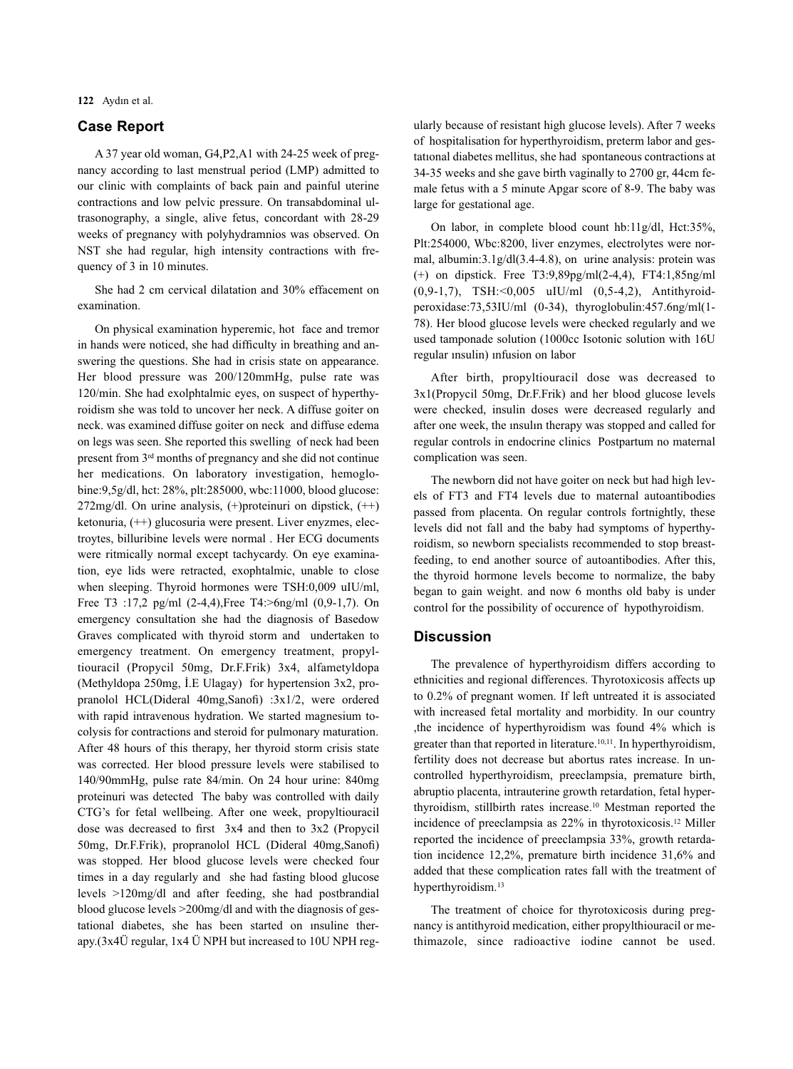## Case Report

A 37 year old woman, G4,P2,A1 with 24-25 week of pregnancy according to last menstrual period (LMP) admitted to our clinic with complaints of back pain and painful uterine contractions and low pelvic pressure. On transabdominal ultrasonography, a single, alive fetus, concordant with 28-29 weeks of pregnancy with polyhydramnios was observed. On NST she had regular, high intensity contractions with frequency of 3 in 10 minutes.

She had 2 cm cervical dilatation and 30% effacement on examination.

On physical examination hyperemic, hot face and tremor in hands were noticed, she had difficulty in breathing and answering the questions. She had in crisis state on appearance. Her blood pressure was 200/120mmHg, pulse rate was 120/min. She had exolphtalmic eyes, on suspect of hyperthyroidism she was told to uncover her neck. A diffuse goiter on neck. was examined diffuse goiter on neck and diffuse edema on legs was seen. She reported this swelling of neck had been present from 3rd months of pregnancy and she did not continue her medications. On laboratory investigation, hemoglobine:9,5g/dl, hct: 28%, plt:285000, wbc:11000, blood glucose: 272mg/dl. On urine analysis, (+)proteinuri on dipstick, (++) ketonuria, (++) glucosuria were present. Liver enyzmes, electroytes, billuribine levels were normal . Her ECG documents were ritmically normal except tachycardy. On eye examination, eye lids were retracted, exophtalmic, unable to close when sleeping. Thyroid hormones were TSH:0,009 uIU/ml, Free T3 :17,2 pg/ml (2-4,4),Free T4:>6ng/ml (0,9-1,7). On emergency consultation she had the diagnosis of Basedow Graves complicated with thyroid storm and undertaken to emergency treatment. On emergency treatment, propyltiouracil (Propycil 50mg, Dr.F.Frik) 3x4, alfametyldopa (Methyldopa 250mg, İ.E Ulagay) for hypertension 3x2, propranolol HCL(Dideral 40mg,Sanofi) :3x1/2, were ordered with rapid intravenous hydration. We started magnesium tocolysis for contractions and steroid for pulmonary maturation. After 48 hours of this therapy, her thyroid storm crisis state was corrected. Her blood pressure levels were stabilised to 140/90mmHg, pulse rate 84/min. On 24 hour urine: 840mg proteinuri was detected The baby was controlled with daily CTG's for fetal wellbeing. After one week, propyltiouracil dose was decreased to first 3x4 and then to 3x2 (Propycil 50mg, Dr.F.Frik), propranolol HCL (Dideral 40mg,Sanofi) was stopped. Her blood glucose levels were checked four times in a day regularly and she had fasting blood glucose levels >120mg/dl and after feeding, she had postbrandial blood glucose levels >200mg/dl and with the diagnosis of gestational diabetes, she has been started on ınsuline therapy.(3x4Ü regular, 1x4 Ü NPH but increased to 10U NPH regularly because of resistant high glucose levels). After 7 weeks of hospitalisation for hyperthyroidism, preterm labor and gestatıonal diabetes mellitus, she had spontaneous contractions at 34-35 weeks and she gave birth vaginally to 2700 gr, 44cm female fetus with a 5 minute Apgar score of 8-9. The baby was large for gestational age.

On labor, in complete blood count hb:11g/dl, Hct:35%, Plt:254000, Wbc:8200, liver enyzmes, electrolytes were normal, albumin:3.1g/dl(3.4-4.8), on urine analysis: protein was (+) on dipstick. Free T3:9,89pg/ml(2-4,4), FT4:1,85ng/ml (0,9-1,7), TSH:<0,005 uIU/ml (0,5-4,2), Antithyroid-peroxidase:73,53IU/ml (0-34), thyroglobulin:457.6ng/ml(1-78). Her blood glucose levels were checked regularly and we used tamponade solution (1000cc Isotonic solution with 16U regular ınsulin) ınfusion on labor

After birth, propyltiouracil dose was decreased to 3x1(Propycil 50mg, Dr.F.Frik) and her blood glucose levels were checked, insulin doses were decreased regularly and after one week, the ınsulın therapy was stopped and called for regular controls in endocrine clinics Postpartum no maternal complication was seen.

The newborn did not have goiter on neck but had high levels of FT3 and FT4 levels due to maternal autoantibodies passed from placenta. On regular controls fortnightly, these levels did not fall and the baby had symptoms of hyperthyroidism, so newborn specialists recommended to stop breastfeeding, to end another source of autoantibodies. After this, the thyroid hormone levels become to normalize, the baby began to gain weight. and now 6 months old baby is under control for the possibility of occurence of hypothyroidism.

## Discussion

The prevalence of hyperthyroidism differs according to ethnicities and regional differences. Thyrotoxicosis affects up to 0.2% of pregnant women. If left untreated it is associated with increased fetal mortality and morbidity. In our country ,the incidence of hyperthyroidism was found 4% which is greater than that reported in literature.[10,11]. In hyperthyroidism, fertility does not decrease but abortus rates increase. In uncontrolled hyperthyroidism, preeclampsia, premature birth, abruptio placenta, intrauterine growth retardation, fetal hyperthyroidism, stillbirth rates increase.[10] Mestman reported the incidence of preeclampsia as 22% in thyrotoxicosis.[12] Miller reported the incidence of preeclampsia 33%, growth retardation incidence 12,2%, premature birth incidence 31,6% and added that these complication rates fall with the treatment of hyperthyroidism.[13]

The treatment of choice for thyrotoxicosis during pregnancy is antithyroid medication, either propylthiouracil or methimazole, since radioactive iodine cannot be used.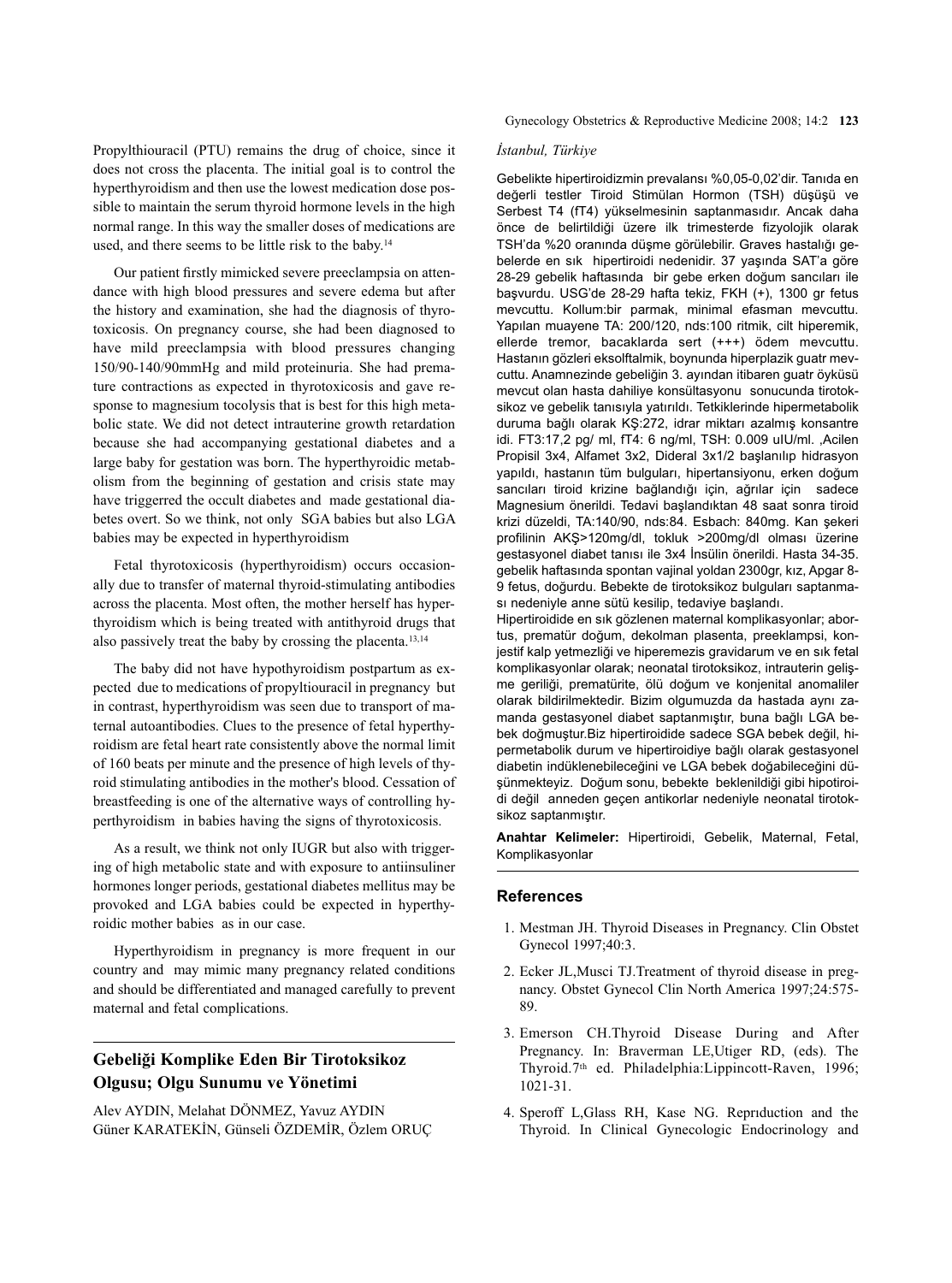Propylthiouracil (PTU) remains the drug of choice, since it does not cross the placenta. The initial goal is to control the hyperthyroidism and then use the lowest medication dose possible to maintain the serum thyroid hormone levels in the high normal range. In this way the smaller doses of medications are used, and there seems to be little risk to the baby.[14]

Our patient firstly mimicked severe preeclampsia on attendance with high blood pressures and severe edema but after the history and examination, she had the diagnosis of thyrotoxicosis. On pregnancy course, she had been diagnosed to have mild preeclampsia with blood pressures changing 150/90-140/90mmHg and mild proteinuria. She had premature contractions as expected in thyrotoxicosis and gave response to magnesium tocolysis that is best for this high metabolic state. We did not detect intrauterine growth retardation because she had accompanying gestational diabetes and a large baby for gestation was born. The hyperthyroidic metabolism from the beginning of gestation and crisis state may have triggerred the occult diabetes and made gestational diabetes overt. So we think, not only SGA babies but also LGA babies may be expected in hyperthyroidism

Fetal thyrotoxicosis (hyperthyroidism) occurs occasionally due to transfer of maternal thyroid-stimulating antibodies across the placenta. Most often, the mother herself has hyperthyroidism which is being treated with antithyroid drugs that also passively treat the baby by crossing the placenta.[13,14]

The baby did not have hypothyroidism postpartum as expected due to medications of propylthiouracil in pregnancy but in contrast, hyperthyroidism was seen due to transport of maternal autoantibodies. Clues to the presence of fetal hyperthyroidism are fetal heart rate consistently above the normal limit of 160 beats per minute and the presence of high levels of thyroid stimulating antibodies in the mother's blood. Cessation of breastfeeding is one of the alternative ways of controlling hyperthyroidism in babies having the signs of thyrotoxicosis.

As a result, we think not only IUGR but also with triggering of high metabolic state and with exposure to antiinsuliner hormones longer periods, gestational diabetes mellitus may be provoked and LGA babies could be expected in hyperthyroidic mother babies as in our case.

Hyperthyroidism in pregnancy is more frequent in our country and may mimic many pregnancy related conditions and should be differentiated and managed carefully to prevent maternal and fetal complications.

## Gebeliği Komplike Eden Bir Tirotoksikoz Olgusu; Olgu Sunumu ve Yönetimi

Alev AYDIN, Melahat DÖNMEZ, Yavuz AYDIN
Güner KARATEKİN, Günseli ÖZDEMİR, Özlem ORUÇ

*İstanbul, Türkiye*

Gebelikte hipertiroidizmin prevalansı %0,05-0,02'dir. Tanıda en değerli testler Tiroid Stimülan Hormon (TSH) düşüşü ve Serbest T4 (fT4) yükselmesinin saptanmasıdır. Ancak daha önce de belirtildiği üzere ilk trimesterde fizyolojik olarak TSH'da %20 oranında düşme görülebilir. Graves hastalığı gebelerde en sık hipertiroidi nedenidir. 37 yaşında SAT'a göre 28-29 gebelik haftasında bir gebe erken doğum sancıları ile başvurdu. USG'de 28-29 hafta tekiz, FKH (+), 1300 gr fetus mevcuttu. Kollum:bir parmak, minimal efasman mevcuttu. Yapılan muayene TA: 200/120, nds:100 ritmik, cilt hiperemik, ellerde tremor, bacaklarda sert (+++) ödem mevcuttu. Hastanın gözleri eksolftalmik, boynunda hiperplazik guatr mevcuttu. Anamnezinde gebeliğin 3. ayından itibaren guatr öyküsü mevcut olan hasta dahiliye konsültasyonu sonucunda tirotoksikoz ve gebelik tanısıyla yatırıldı. Tetkiklerinde hipermetabolik duruma bağlı olarak KŞ:272, idrar miktarı azalmış konsantre idi. FT3:17,2 pg/ ml, fT4: 6 ng/ml, TSH: 0.009 uIU/ml. ,Acilen Propisil 3x4, Alfamet 3x2, Dideral 3x1/2 başlanılıp hidrasyon yapıldı, hastanın tüm bulguları, hipertansiyonu, erken doğum sancıları tiroid krizine bağlandığı için, ağrılar için sadece Magnesium önerildi. Tedavi başlandıktan 48 saat sonra tiroid krizi düzeldi, TA:140/90, nds:84. Esbach: 840mg. Kan şekeri profilinin AKŞ>120mg/dl, tokluk >200mg/dl olması üzerine gestasyonel diabet tanısı ile 3x4 İnsülin önerildi. Hasta 34-35. gebelik haftasında spontan vajinal yoldan 2300gr, kız, Apgar 8-9 fetus, doğurdu. Bebekte de tirotoksikoz bulguları saptanması nedeniyle anne sütü kesilip, tedaviye başlandı.

Hipertiroidide en sık gözlenen maternal komplikasyonlar; abortus, prematür doğum, dekolman plasenta, preeklampsi, konjestif kalp yetmezliği ve hiperemezis gravidarum ve en sık fetal komplikasyonlar olarak; neonatal tirotoksikoz, intrauterin gelişme geriliği, prematürite, ölü doğum ve konjenital anomaliler olarak bildirilmektedir. Bizim olgumuzda da hastada aynı zamanda gestasyonel diabet saptanmıştır, buna bağlı LGA bebek doğmuştur.Biz hipertiroidide sadece SGA bebek değil, hipermetabolik durum ve hipertiroidiye bağlı olarak gestasyonel diabetin indüklenebileceğini ve LGA bebek doğabileceğini düşünmekteyiz. Doğum sonu, bebekte beklenildiği gibi hipotiroidi değil anneden geçen antikorlar nedeniyle neonatal tirotoksikoz saptanmıştır.

**Anahtar Kelimeler:** Hipertiroidi, Gebelik, Maternal, Fetal, Komplikasyonlar

## References

1. Mestman JH. Thyroid Diseases in Pregnancy. Clin Obstet Gynecol 1997;40:3.
2. Ecker JL,Musci TJ.Treatment of thyroid disease in pregnancy. Obstet Gynecol Clin North America 1997;24:575-89.
3. Emerson CH.Thyroid Disease During and After Pregnancy. In: Braverman LE,Utiger RD, (eds). The Thyroid.7th ed. Philadelphia:Lippincott-Raven, 1996; 1021-31.
4. Speroff L,Glass RH, Kase NG. Reprıduction and the Thyroid. In Clinical Gynecologic Endocrinology and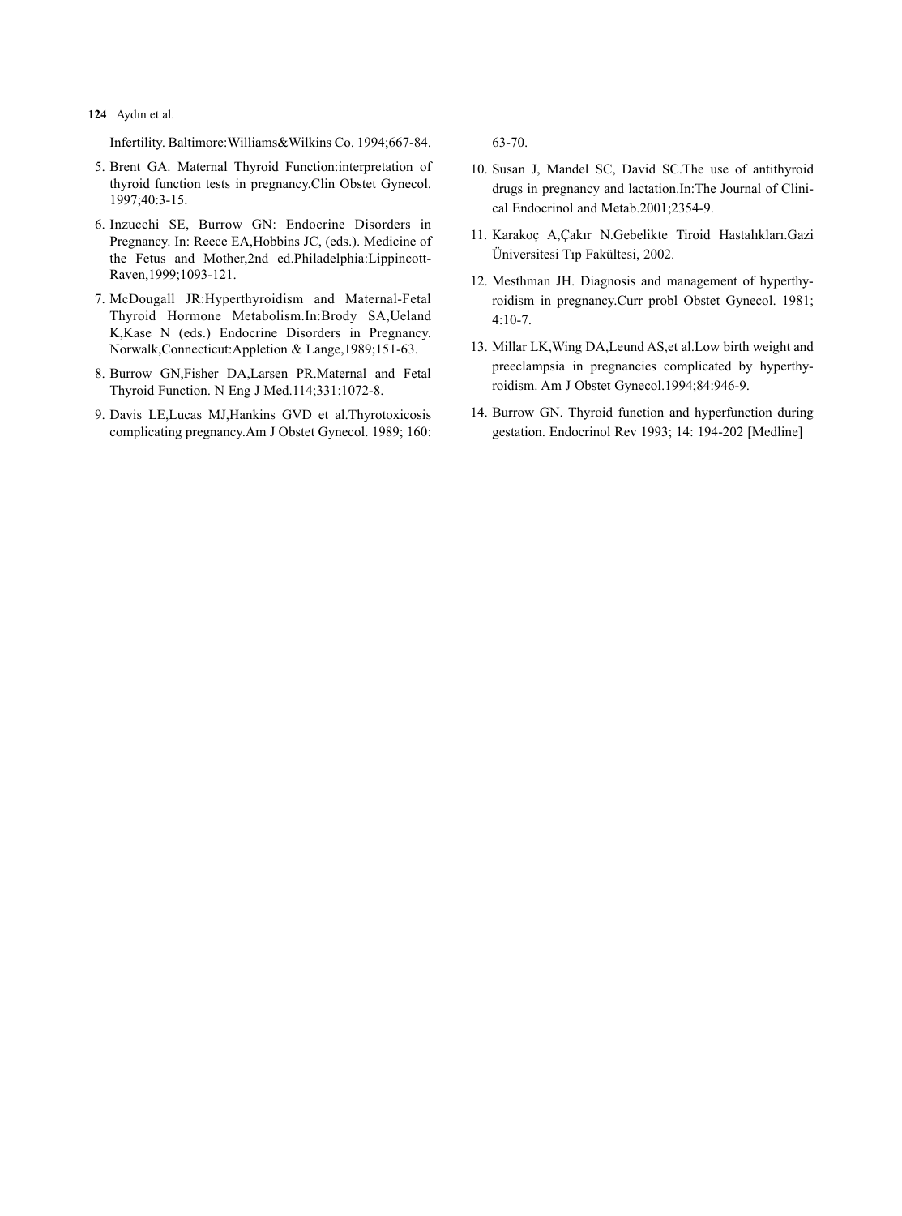Infertility. Baltimore:Williams&Wilkins Co. 1994;667-84.

5. Brent GA. Maternal Thyroid Function:interpretation of thyroid function tests in pregnancy.Clin Obstet Gynecol. 1997;40:3-15.
6. Inzucchi SE, Burrow GN: Endocrine Disorders in Pregnancy. In: Reece EA,Hobbins JC, (eds.). Medicine of the Fetus and Mother,2nd ed.Philadelphia:Lippincott-Raven,1999;1093-121.
7. McDougall JR:Hyperthyroidism and Maternal-Fetal Thyroid Hormone Metabolism.In:Brody SA,Ueland K,Kase N (eds.) Endocrine Disorders in Pregnancy. Norwalk,Connecticut:Appletion & Lange,1989;151-63.
8. Burrow GN,Fisher DA,Larsen PR.Maternal and Fetal Thyroid Function. N Eng J Med.114;331:1072-8.
9. Davis LE,Lucas MJ,Hankins GVD et al.Thyrotoxicosis complicating pregnancy.Am J Obstet Gynecol. 1989; 160: 63-70.
10. Susan J, Mandel SC, David SC.The use of antithyroid drugs in pregnancy and lactation.In:The Journal of Clinical Endocrinol and Metab.2001;2354-9.
11. Karakoç A,Çakır N.Gebelikte Tiroid Hastalıkları.Gazi Üniversitesi Tıp Fakültesi, 2002.
12. Mesthman JH. Diagnosis and management of hyperthyroidism in pregnancy.Curr probl Obstet Gynecol. 1981; 4:10-7.
13. Millar LK,Wing DA,Leund AS,et al.Low birth weight and preeclampsia in pregnancies complicated by hyperthyroidism. Am J Obstet Gynecol.1994;84:946-9.
14. Burrow GN. Thyroid function and hyperfunction during gestation. Endocrinol Rev 1993; 14: 194-202 [Medline]